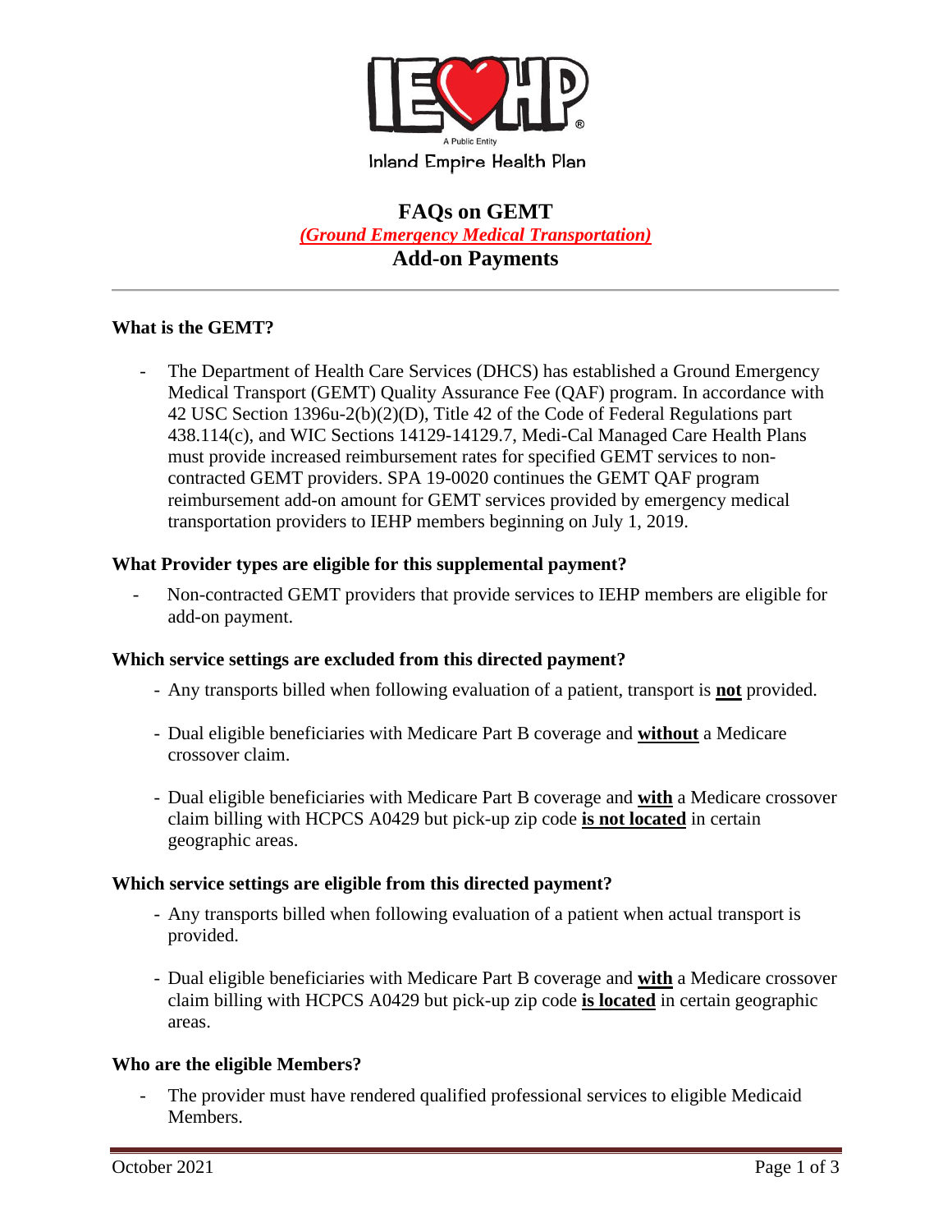IEHP

A Public Entity

Inland Empire Health Plan

# FAQs on GEMT

***(Ground Emergency Medical Transportation)***

## Add-on Payments

---

### What is the GEMT?

- The Department of Health Care Services (DHCS) has established a Ground Emergency Medical Transport (GEMT) Quality Assurance Fee (QAF) program. In accordance with 42 USC Section 1396u-2(b)(2)(D), Title 42 of the Code of Federal Regulations part 438.114(c), and WIC Sections 14129-14129.7, Medi-Cal Managed Care Health Plans must provide increased reimbursement rates for specified GEMT services to non-contracted GEMT providers. SPA 19-0020 continues the GEMT QAF program reimbursement add-on amount for GEMT services provided by emergency medical transportation providers to IEHP members beginning on July 1, 2019.

### What Provider types are eligible for this supplemental payment?

- Non-contracted GEMT providers that provide services to IEHP members are eligible for add-on payment.

### Which service settings are excluded from this directed payment?

- Any transports billed when following evaluation of a patient, transport is **not** provided.
- Dual eligible beneficiaries with Medicare Part B coverage and **without** a Medicare crossover claim.
- Dual eligible beneficiaries with Medicare Part B coverage and **with** a Medicare crossover claim billing with HCPCS A0429 but pick-up zip code **is not located** in certain geographic areas.

### Which service settings are eligible from this directed payment?

- Any transports billed when following evaluation of a patient when actual transport is provided.
- Dual eligible beneficiaries with Medicare Part B coverage and **with** a Medicare crossover claim billing with HCPCS A0429 but pick-up zip code **is located** in certain geographic areas.

### Who are the eligible Members?

- The provider must have rendered qualified professional services to eligible Medicaid Members.

October 2021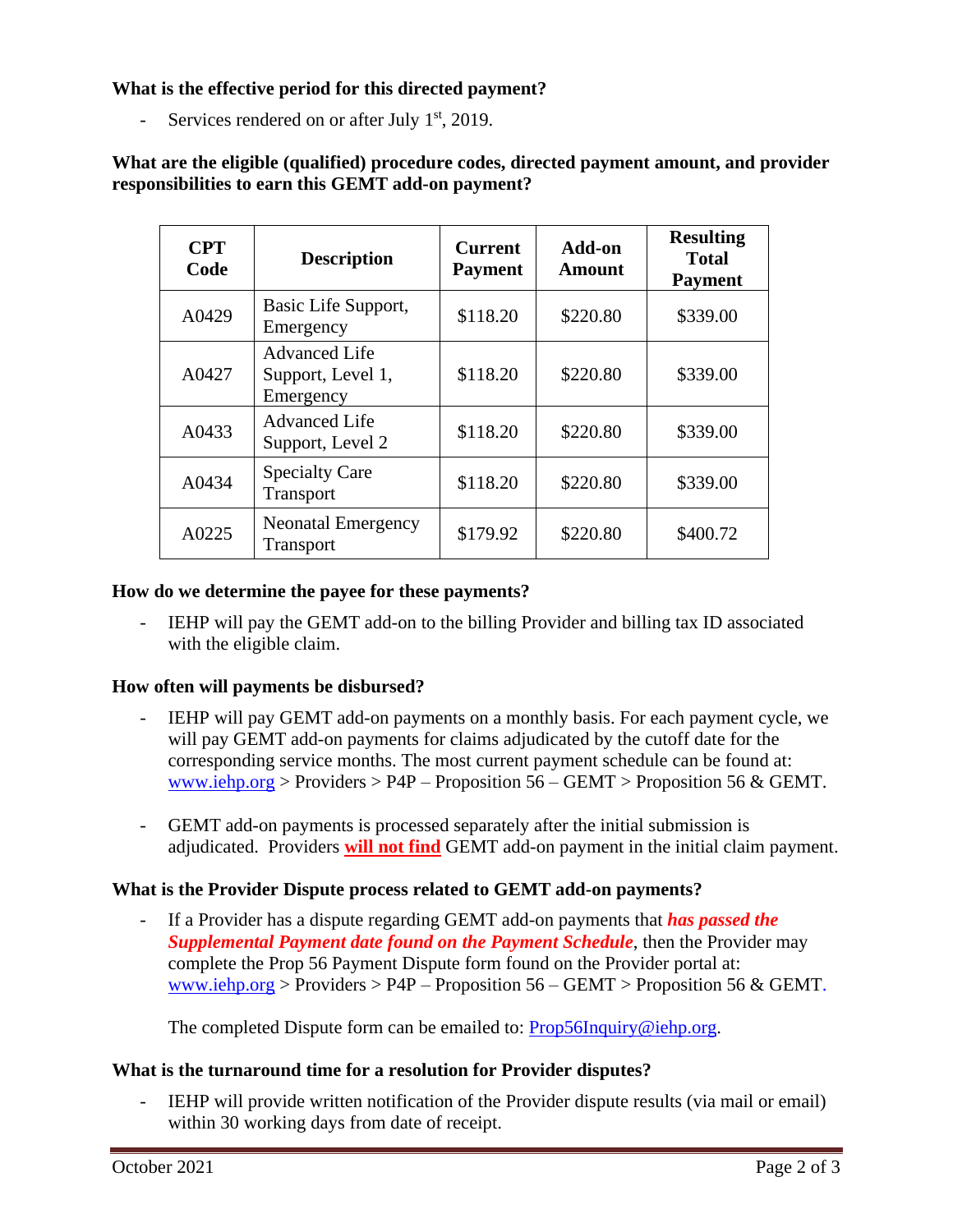**What is the effective period for this directed payment?**

- Services rendered on or after July 1st, 2019.

**What are the eligible (qualified) procedure codes, directed payment amount, and provider responsibilities to earn this GEMT add-on payment?**

| CPT Code | Description | Current Payment | Add-on Amount | Resulting Total Payment |
|---|---|---|---|---|
| A0429 | Basic Life Support, Emergency | $118.20 | $220.80 | $339.00 |
| A0427 | Advanced Life Support, Level 1, Emergency | $118.20 | $220.80 | $339.00 |
| A0433 | Advanced Life Support, Level 2 | $118.20 | $220.80 | $339.00 |
| A0434 | Specialty Care Transport | $118.20 | $220.80 | $339.00 |
| A0225 | Neonatal Emergency Transport | $179.92 | $220.80 | $400.72 |

**How do we determine the payee for these payments?**

- IEHP will pay the GEMT add-on to the billing Provider and billing tax ID associated with the eligible claim.

**How often will payments be disbursed?**

- IEHP will pay GEMT add-on payments on a monthly basis. For each payment cycle, we will pay GEMT add-on payments for claims adjudicated by the cutoff date for the corresponding service months. The most current payment schedule can be found at: www.iehp.org > Providers > P4P – Proposition 56 – GEMT > Proposition 56 & GEMT.

- GEMT add-on payments is processed separately after the initial submission is adjudicated. Providers **will not find** GEMT add-on payment in the initial claim payment.

**What is the Provider Dispute process related to GEMT add-on payments?**

- If a Provider has a dispute regarding GEMT add-on payments that ***has passed the Supplemental Payment date found on the Payment Schedule***, then the Provider may complete the Prop 56 Payment Dispute form found on the Provider portal at: www.iehp.org > Providers > P4P – Proposition 56 – GEMT > Proposition 56 & GEMT.

  The completed Dispute form can be emailed to: Prop56Inquiry@iehp.org.

**What is the turnaround time for a resolution for Provider disputes?**

- IEHP will provide written notification of the Provider dispute results (via mail or email) within 30 working days from date of receipt.

October 2021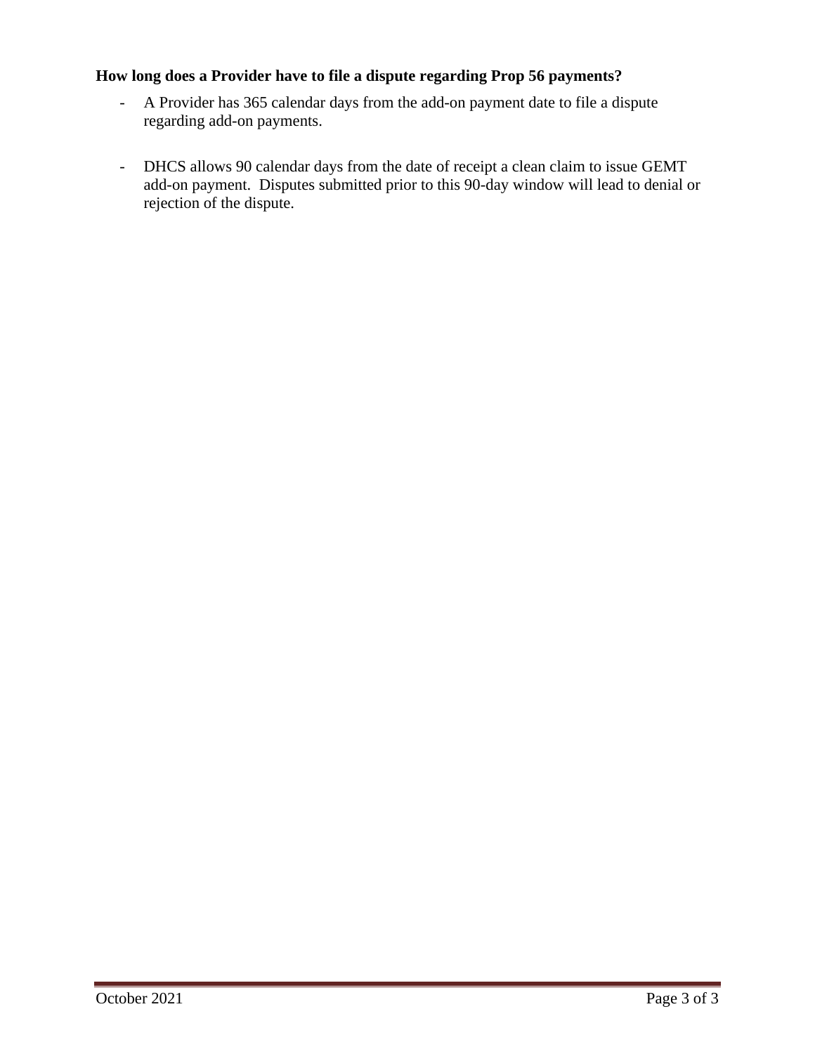**How long does a Provider have to file a dispute regarding Prop 56 payments?**

- A Provider has 365 calendar days from the add-on payment date to file a dispute regarding add-on payments.

- DHCS allows 90 calendar days from the date of receipt a clean claim to issue GEMT add-on payment. Disputes submitted prior to this 90-day window will lead to denial or rejection of the dispute.